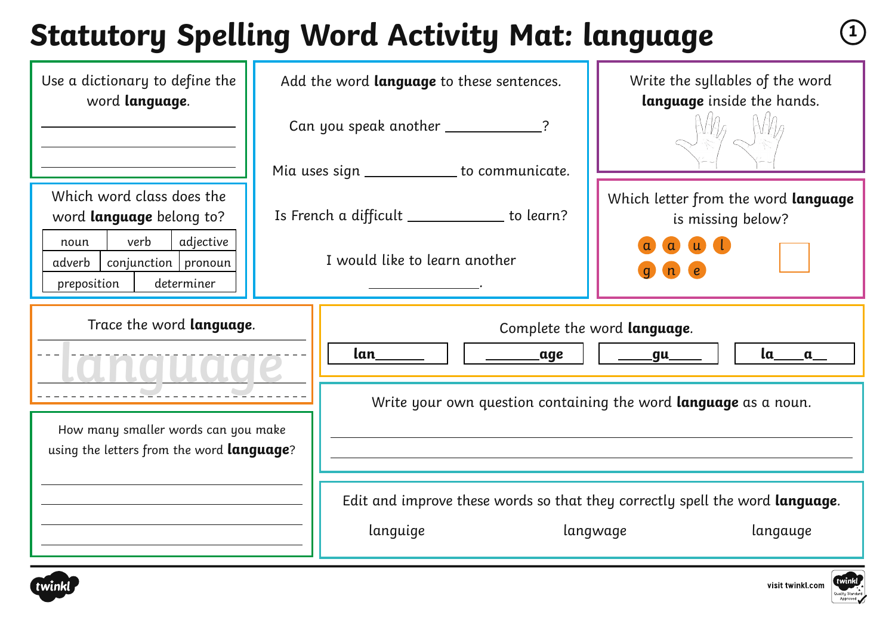# Statutory Spelling Word Activity Mat: language

1

Use a dictionary to define the word **language**.

______________________________

______________________________

______________________________

Which word class does the word **language** belong to?

| noun | verb | adjective |
|---|---|---|
| adverb | conjunction | pronoun |
| preposition | determiner | |

Add the word **language** to these sentences.

Can you speak another ___________?

Mia uses sign ___________ to communicate.

Is French a difficult ___________ to learn?

I would like to learn another ___________.

Write the syllables of the word **language** inside the hands.

Which letter from the word **language** is missing below?

a a u l g n e

Trace the word **language**.

language

Complete the word **language**.

| lan______ | ______age | ____gu____ | la____a__ |
|---|---|---|---|

How many smaller words can you make using the letters from the word **language**?

______________________________

______________________________

______________________________

______________________________

Write your own question containing the word **language** as a noun.

______________________________

______________________________

Edit and improve these words so that they correctly spell the word **language**.

languige langwage langauge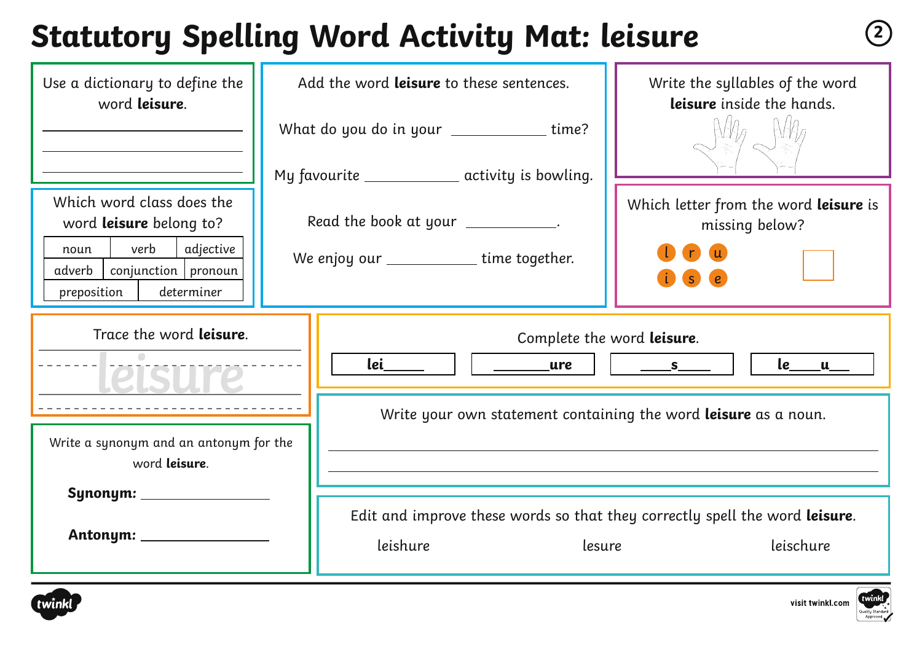# Statutory Spelling Word Activity Mat: leisure

Use a dictionary to define the word **leisure**.

______________________________

______________________________

______________________________

Which word class does the word **leisure** belong to?

| noun | verb | adjective |
|---|---|---|
| adverb | conjunction | pronoun |
| preposition | determiner | |

Add the word **leisure** to these sentences.

What do you do in your __________ time?

My favourite __________ activity is bowling.

Read the book at your __________.

We enjoy our __________ time together.

Write the syllables of the word **leisure** inside the hands.

Which letter from the word **leisure** is missing below?

l r u

i s e

Trace the word **leisure**.

leisure

Complete the word **leisure**.

| **lei_____** | **_______ure** | **____s____** | **le____u___** |
|---|---|---|---|

Write a synonym and an antonym for the word **leisure**.

**Synonym:** ______________

**Antonym:** ______________

Write your own statement containing the word **leisure** as a noun.

______________________________

______________________________

Edit and improve these words so that they correctly spell the word **leisure**.

leishure    lesure    leischure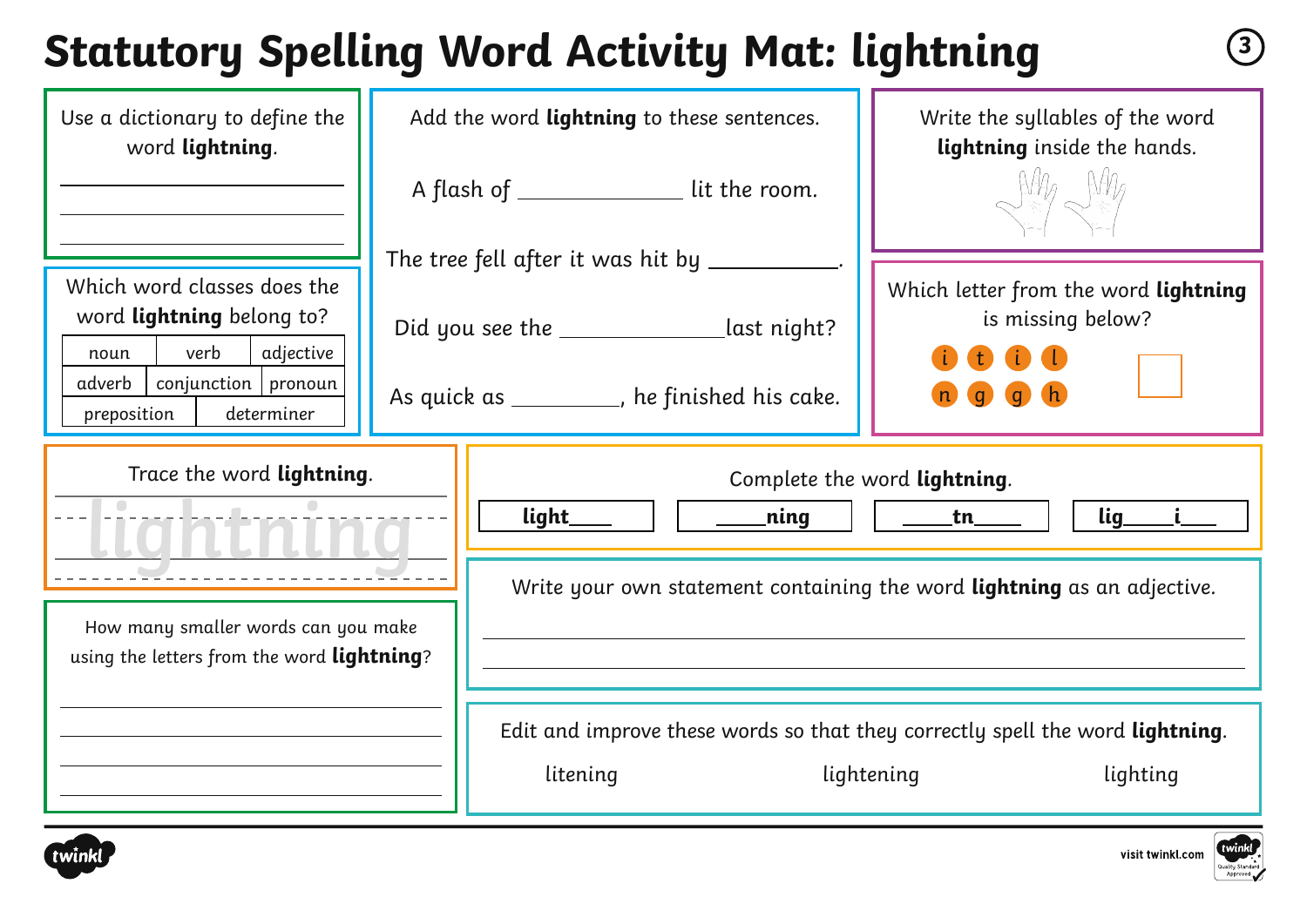# Statutory Spelling Word Activity Mat: lightning

Use a dictionary to define the word **lightning**.

Which word classes does the word **lightning** belong to?

| noun | verb | adjective |
|---|---|---|
| adverb | conjunction | pronoun |
| preposition | determiner | |

Add the word **lightning** to these sentences.

A flash of ____________ lit the room.

The tree fell after it was hit by __________.

Did you see the ____________ last night?

As quick as ________, he finished his cake.

Write the syllables of the word **lightning** inside the hands.

Which letter from the word **lightning** is missing below?

i t i l
n g g h

Trace the word **lightning**.

lightning

Complete the word **lightning**.

light____ | ____ning | ____tn____ | lig____i___

How many smaller words can you make using the letters from the word **lightning**?

Write your own statement containing the word **lightning** as an adjective.

Edit and improve these words so that they correctly spell the word **lightning**.

litening    lightening    lighting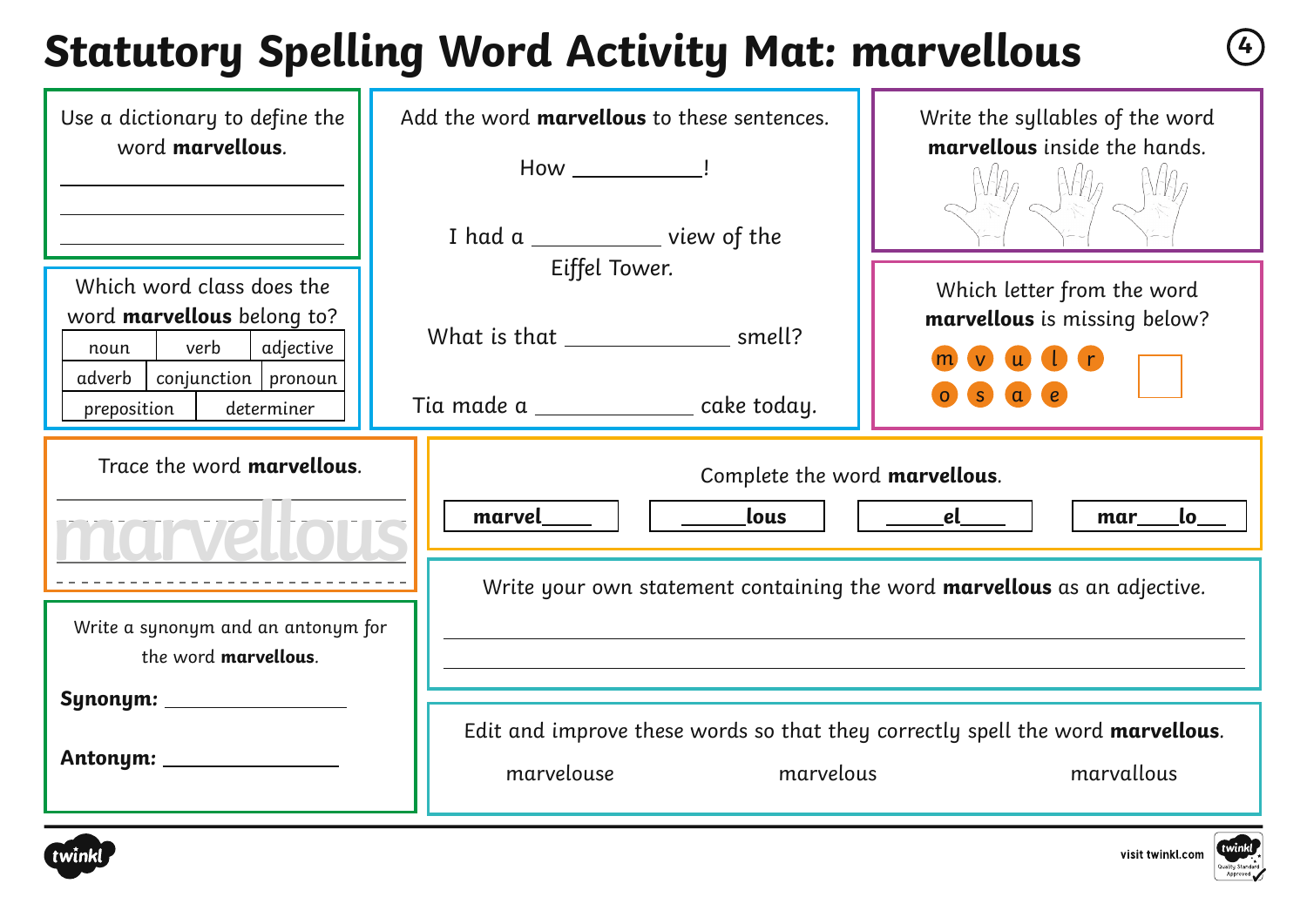# Statutory Spelling Word Activity Mat: marvellous

Use a dictionary to define the word **marvellous**.

___________________________

___________________________

___________________________

Which word class does the word **marvellous** belong to?

| noun | verb | adjective |
| --- | --- | --- |
| adverb | conjunction | pronoun |
| preposition | determiner | |

Add the word **marvellous** to these sentences.

How __________!

I had a __________ view of the Eiffel Tower.

What is that ____________ smell?

Tia made a ____________ cake today.

Write the syllables of the word **marvellous** inside the hands.

Which letter from the word **marvellous** is missing below?

m v u l r o s a e

Trace the word **marvellous**.

marvellous

Complete the word **marvellous**.

| **marvel____** | **______lous** | **_____el____** | **mar____lo___** |
| --- | --- | --- | --- |

Write a synonym and an antonym for the word **marvellous**.

**Synonym:** ________________

**Antonym:** ________________

Write your own statement containing the word **marvellous** as an adjective.

___________________________________________________________

___________________________________________________________

Edit and improve these words so that they correctly spell the word **marvellous**.

marvelouse marvelous marvallous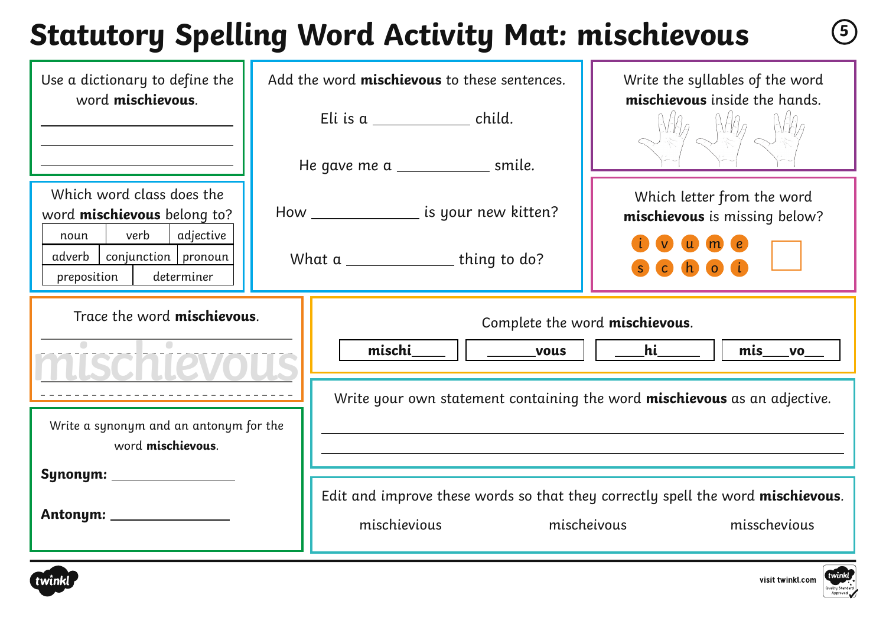# Statutory Spelling Word Activity Mat: mischievous

Use a dictionary to define the word **mischievous**.

______________________

______________________

______________________

Add the word **mischievous** to these sentences.

Eli is a ____________ child.

He gave me a ____________ smile.

How ____________ is your new kitten?

What a ____________ thing to do?

Write the syllables of the word **mischievous** inside the hands.

Which word class does the word **mischievous** belong to?

| | | |
|---|---|---|
| noun | verb | adjective |
| adverb | conjunction | pronoun |
| preposition | determiner | |

Which letter from the word **mischievous** is missing below?

i v u m e

s c h o i

Trace the word **mischievous**.

mischievous

Complete the word **mischievous**.

| | | | |
|---|---|---|---|
| **mischi____** | **______vous** | **____hi_____** | **mis____vo___** |

Write your own statement containing the word **mischievous** as an adjective.

______________________

______________________

Write a synonym and an antonym for the word **mischievous**.

**Synonym:** ______________

**Antonym:** ______________

Edit and improve these words so that they correctly spell the word **mischievous**.

mischievious mischeivous misschevious